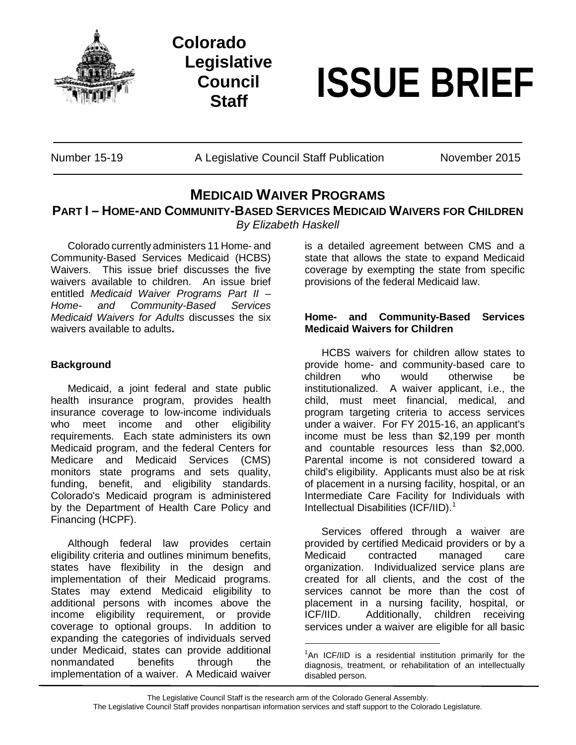Colorado Legislative Council Staff

# ISSUE BRIEF

Number 15-19 | A Legislative Council Staff Publication | November 2015

## MEDICAID WAIVER PROGRAMS

### PART I – HOME-AND COMMUNITY-BASED SERVICES MEDICAID WAIVERS FOR CHILDREN

*By Elizabeth Haskell*

Colorado currently administers 11 Home- and Community-Based Services Medicaid (HCBS) Waivers. This issue brief discusses the five waivers available to children. An issue brief entitled *Medicaid Waiver Programs Part II – Home- and Community-Based Services Medicaid Waivers for Adults* discusses the six waivers available to adults**.**

#### Background

Medicaid, a joint federal and state public health insurance program, provides health insurance coverage to low-income individuals who meet income and other eligibility requirements. Each state administers its own Medicaid program, and the federal Centers for Medicare and Medicaid Services (CMS) monitors state programs and sets quality, funding, benefit, and eligibility standards. Colorado's Medicaid program is administered by the Department of Health Care Policy and Financing (HCPF).

Although federal law provides certain eligibility criteria and outlines minimum benefits, states have flexibility in the design and implementation of their Medicaid programs. States may extend Medicaid eligibility to additional persons with incomes above the income eligibility requirement, or provide coverage to optional groups. In addition to expanding the categories of individuals served under Medicaid, states can provide additional nonmandated benefits through the implementation of a waiver. A Medicaid waiver is a detailed agreement between CMS and a state that allows the state to expand Medicaid coverage by exempting the state from specific provisions of the federal Medicaid law.

#### Home- and Community-Based Services Medicaid Waivers for Children

HCBS waivers for children allow states to provide home- and community-based care to children who would otherwise be institutionalized. A waiver applicant, i.e., the child, must meet financial, medical, and program targeting criteria to access services under a waiver. For FY 2015-16, an applicant's income must be less than $2,199 per month and countable resources less than $2,000. Parental income is not considered toward a child's eligibility. Applicants must also be at risk of placement in a nursing facility, hospital, or an Intermediate Care Facility for Individuals with Intellectual Disabilities (ICF/IID).[1]

Services offered through a waiver are provided by certified Medicaid providers or by a Medicaid contracted managed care organization. Individualized service plans are created for all clients, and the cost of the services cannot be more than the cost of placement in a nursing facility, hospital, or ICF/IID. Additionally, children receiving services under a waiver are eligible for all basic

[1]An ICF/IID is a residential institution primarily for the diagnosis, treatment, or rehabilitation of an intellectually disabled person.

The Legislative Council Staff is the research arm of the Colorado General Assembly.
The Legislative Council Staff provides nonpartisan information services and staff support to the Colorado Legislature.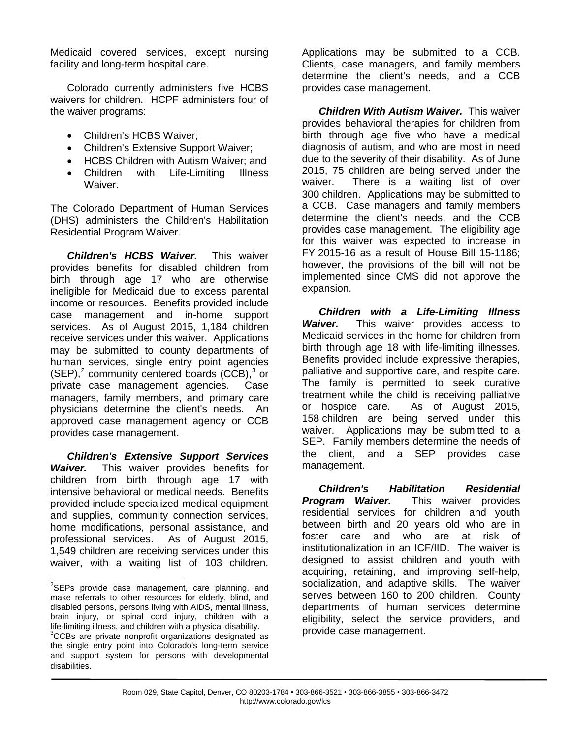Medicaid covered services, except nursing facility and long-term hospital care.

Colorado currently administers five HCBS waivers for children. HCPF administers four of the waiver programs:

- Children's HCBS Waiver;
- Children's Extensive Support Waiver;
- HCBS Children with Autism Waiver; and
- Children with Life-Limiting Illness Waiver.

The Colorado Department of Human Services (DHS) administers the Children's Habilitation Residential Program Waiver.

***Children's HCBS Waiver.*** This waiver provides benefits for disabled children from birth through age 17 who are otherwise ineligible for Medicaid due to excess parental income or resources. Benefits provided include case management and in-home support services. As of August 2015, 1,184 children receive services under this waiver. Applications may be submitted to county departments of human services, single entry point agencies (SEP),[2] community centered boards (CCB),[3] or private case management agencies. Case managers, family members, and primary care physicians determine the client's needs. An approved case management agency or CCB provides case management.

***Children's Extensive Support Services Waiver.*** This waiver provides benefits for children from birth through age 17 with intensive behavioral or medical needs. Benefits provided include specialized medical equipment and supplies, community connection services, home modifications, personal assistance, and professional services. As of August 2015, 1,549 children are receiving services under this waiver, with a waiting list of 103 children. Applications may be submitted to a CCB. Clients, case managers, and family members determine the client's needs, and a CCB provides case management.

***Children With Autism Waiver.*** This waiver provides behavioral therapies for children from birth through age five who have a medical diagnosis of autism, and who are most in need due to the severity of their disability. As of June 2015, 75 children are being served under the waiver. There is a waiting list of over 300 children. Applications may be submitted to a CCB. Case managers and family members determine the client's needs, and the CCB provides case management. The eligibility age for this waiver was expected to increase in FY 2015-16 as a result of House Bill 15-1186; however, the provisions of the bill will not be implemented since CMS did not approve the expansion.

***Children with a Life-Limiting Illness Waiver.*** This waiver provides access to Medicaid services in the home for children from birth through age 18 with life-limiting illnesses. Benefits provided include expressive therapies, palliative and supportive care, and respite care. The family is permitted to seek curative treatment while the child is receiving palliative or hospice care. As of August 2015, 158 children are being served under this waiver. Applications may be submitted to a SEP. Family members determine the needs of the client, and a SEP provides case management.

***Children's Habilitation Residential Program Waiver.*** This waiver provides residential services for children and youth between birth and 20 years old who are in foster care and who are at risk of institutionalization in an ICF/IID. The waiver is designed to assist children and youth with acquiring, retaining, and improving self-help, socialization, and adaptive skills. The waiver serves between 160 to 200 children. County departments of human services determine eligibility, select the service providers, and provide case management.

---

[2]SEPs provide case management, care planning, and make referrals to other resources for elderly, blind, and disabled persons, persons living with AIDS, mental illness, brain injury, or spinal cord injury, children with a life-limiting illness, and children with a physical disability.

[3]CCBs are private nonprofit organizations designated as the single entry point into Colorado's long-term service and support system for persons with developmental disabilities.